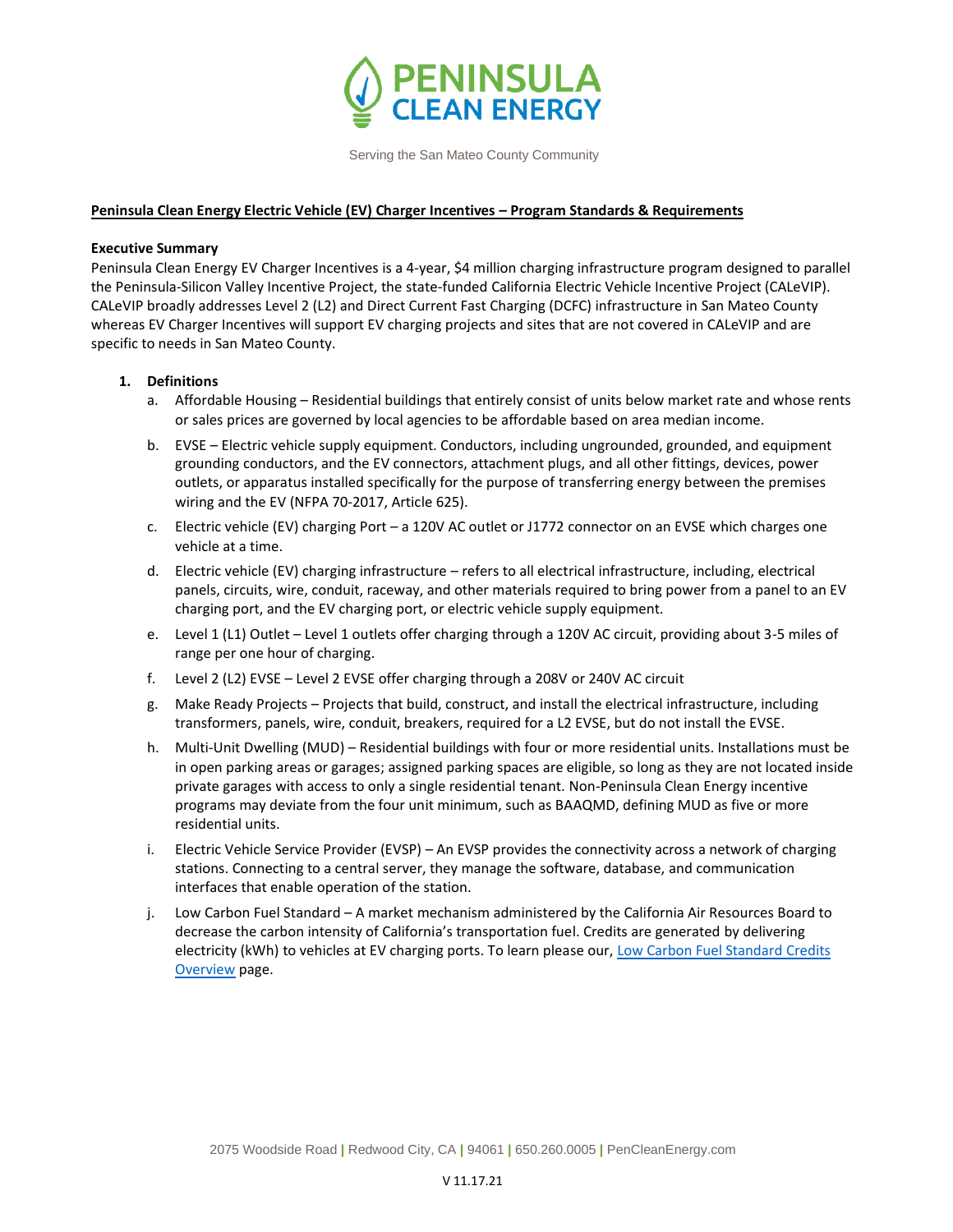PENINSULA CLEAN ENERGY

Serving the San Mateo County Community

# Peninsula Clean Energy Electric Vehicle (EV) Charger Incentives – Program Standards & Requirements

**Executive Summary**

Peninsula Clean Energy EV Charger Incentives is a 4-year, $4 million charging infrastructure program designed to parallel the Peninsula-Silicon Valley Incentive Project, the state-funded California Electric Vehicle Incentive Project (CALeVIP). CALeVIP broadly addresses Level 2 (L2) and Direct Current Fast Charging (DCFC) infrastructure in San Mateo County whereas EV Charger Incentives will support EV charging projects and sites that are not covered in CALeVIP and are specific to needs in San Mateo County.

**1. Definitions**

a. Affordable Housing – Residential buildings that entirely consist of units below market rate and whose rents or sales prices are governed by local agencies to be affordable based on area median income.

b. EVSE – Electric vehicle supply equipment. Conductors, including ungrounded, grounded, and equipment grounding conductors, and the EV connectors, attachment plugs, and all other fittings, devices, power outlets, or apparatus installed specifically for the purpose of transferring energy between the premises wiring and the EV (NFPA 70-2017, Article 625).

c. Electric vehicle (EV) charging Port – a 120V AC outlet or J1772 connector on an EVSE which charges one vehicle at a time.

d. Electric vehicle (EV) charging infrastructure – refers to all electrical infrastructure, including, electrical panels, circuits, wire, conduit, raceway, and other materials required to bring power from a panel to an EV charging port, and the EV charging port, or electric vehicle supply equipment.

e. Level 1 (L1) Outlet – Level 1 outlets offer charging through a 120V AC circuit, providing about 3-5 miles of range per one hour of charging.

f. Level 2 (L2) EVSE – Level 2 EVSE offer charging through a 208V or 240V AC circuit

g. Make Ready Projects – Projects that build, construct, and install the electrical infrastructure, including transformers, panels, wire, conduit, breakers, required for a L2 EVSE, but do not install the EVSE.

h. Multi-Unit Dwelling (MUD) – Residential buildings with four or more residential units. Installations must be in open parking areas or garages; assigned parking spaces are eligible, so long as they are not located inside private garages with access to only a single residential tenant. Non-Peninsula Clean Energy incentive programs may deviate from the four unit minimum, such as BAAQMD, defining MUD as five or more residential units.

i. Electric Vehicle Service Provider (EVSP) – An EVSP provides the connectivity across a network of charging stations. Connecting to a central server, they manage the software, database, and communication interfaces that enable operation of the station.

j. Low Carbon Fuel Standard – A market mechanism administered by the California Air Resources Board to decrease the carbon intensity of California's transportation fuel. Credits are generated by delivering electricity (kWh) to vehicles at EV charging ports. To learn please our, Low Carbon Fuel Standard Credits Overview page.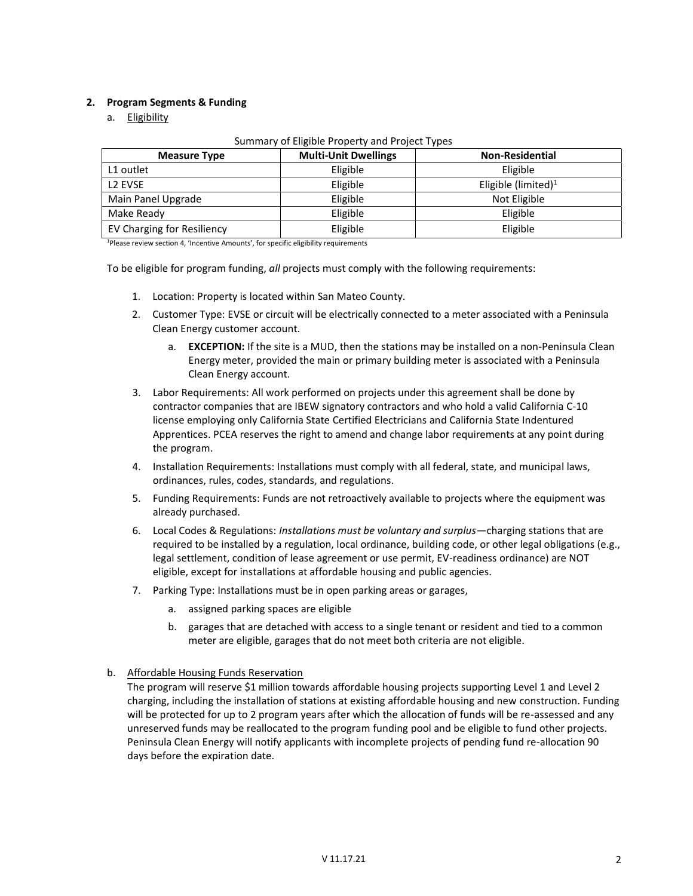**2. Program Segments & Funding**

a. Eligibility

Summary of Eligible Property and Project Types

| Measure Type | Multi-Unit Dwellings | Non-Residential |
|---|---|---|
| L1 outlet | Eligible | Eligible |
| L2 EVSE | Eligible | Eligible (limited)[1] |
| Main Panel Upgrade | Eligible | Not Eligible |
| Make Ready | Eligible | Eligible |
| EV Charging for Resiliency | Eligible | Eligible |

[1]Please review section 4, 'Incentive Amounts', for specific eligibility requirements

To be eligible for program funding, *all* projects must comply with the following requirements:

1. Location: Property is located within San Mateo County.
2. Customer Type: EVSE or circuit will be electrically connected to a meter associated with a Peninsula Clean Energy customer account.
    a. **EXCEPTION:** If the site is a MUD, then the stations may be installed on a non-Peninsula Clean Energy meter, provided the main or primary building meter is associated with a Peninsula Clean Energy account.
3. Labor Requirements: All work performed on projects under this agreement shall be done by contractor companies that are IBEW signatory contractors and who hold a valid California C-10 license employing only California State Certified Electricians and California State Indentured Apprentices. PCEA reserves the right to amend and change labor requirements at any point during the program.
4. Installation Requirements: Installations must comply with all federal, state, and municipal laws, ordinances, rules, codes, standards, and regulations.
5. Funding Requirements: Funds are not retroactively available to projects where the equipment was already purchased.
6. Local Codes & Regulations: *Installations must be voluntary and surplus*—charging stations that are required to be installed by a regulation, local ordinance, building code, or other legal obligations (e.g., legal settlement, condition of lease agreement or use permit, EV-readiness ordinance) are NOT eligible, except for installations at affordable housing and public agencies.
7. Parking Type: Installations must be in open parking areas or garages,
    a. assigned parking spaces are eligible
    b. garages that are detached with access to a single tenant or resident and tied to a common meter are eligible, garages that do not meet both criteria are not eligible.

b. Affordable Housing Funds Reservation

The program will reserve $1 million towards affordable housing projects supporting Level 1 and Level 2 charging, including the installation of stations at existing affordable housing and new construction. Funding will be protected for up to 2 program years after which the allocation of funds will be re-assessed and any unreserved funds may be reallocated to the program funding pool and be eligible to fund other projects. Peninsula Clean Energy will notify applicants with incomplete projects of pending fund re-allocation 90 days before the expiration date.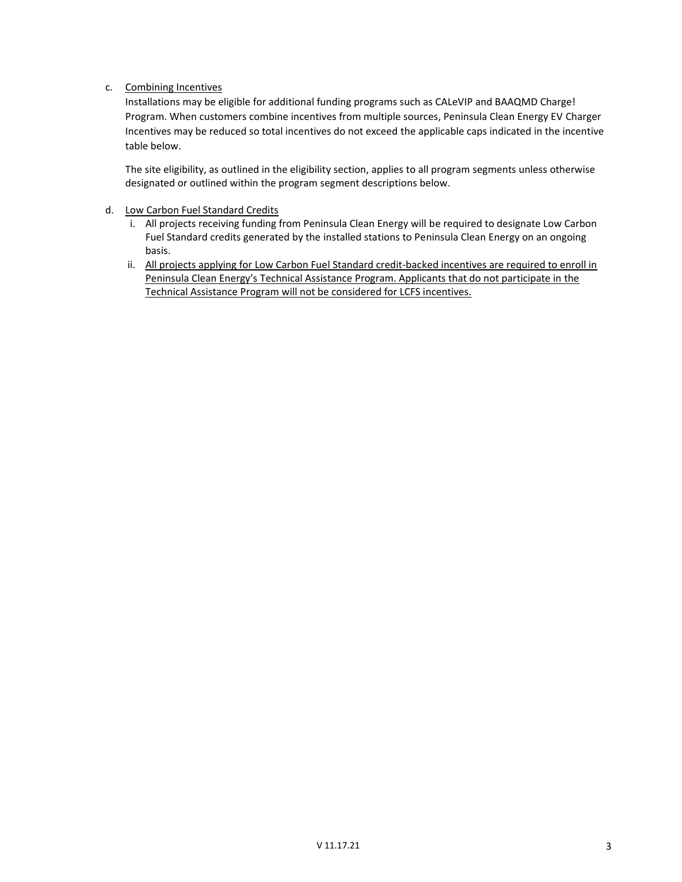c. Combining Incentives

   Installations may be eligible for additional funding programs such as CALeVIP and BAAQMD Charge! Program. When customers combine incentives from multiple sources, Peninsula Clean Energy EV Charger Incentives may be reduced so total incentives do not exceed the applicable caps indicated in the incentive table below.

   The site eligibility, as outlined in the eligibility section, applies to all program segments unless otherwise designated or outlined within the program segment descriptions below.

d. Low Carbon Fuel Standard Credits

   i. All projects receiving funding from Peninsula Clean Energy will be required to designate Low Carbon Fuel Standard credits generated by the installed stations to Peninsula Clean Energy on an ongoing basis.

   ii. <u>All projects applying for Low Carbon Fuel Standard credit-backed incentives are required to enroll in Peninsula Clean Energy's Technical Assistance Program. Applicants that do not participate in the Technical Assistance Program will not be considered for LCFS incentives.</u>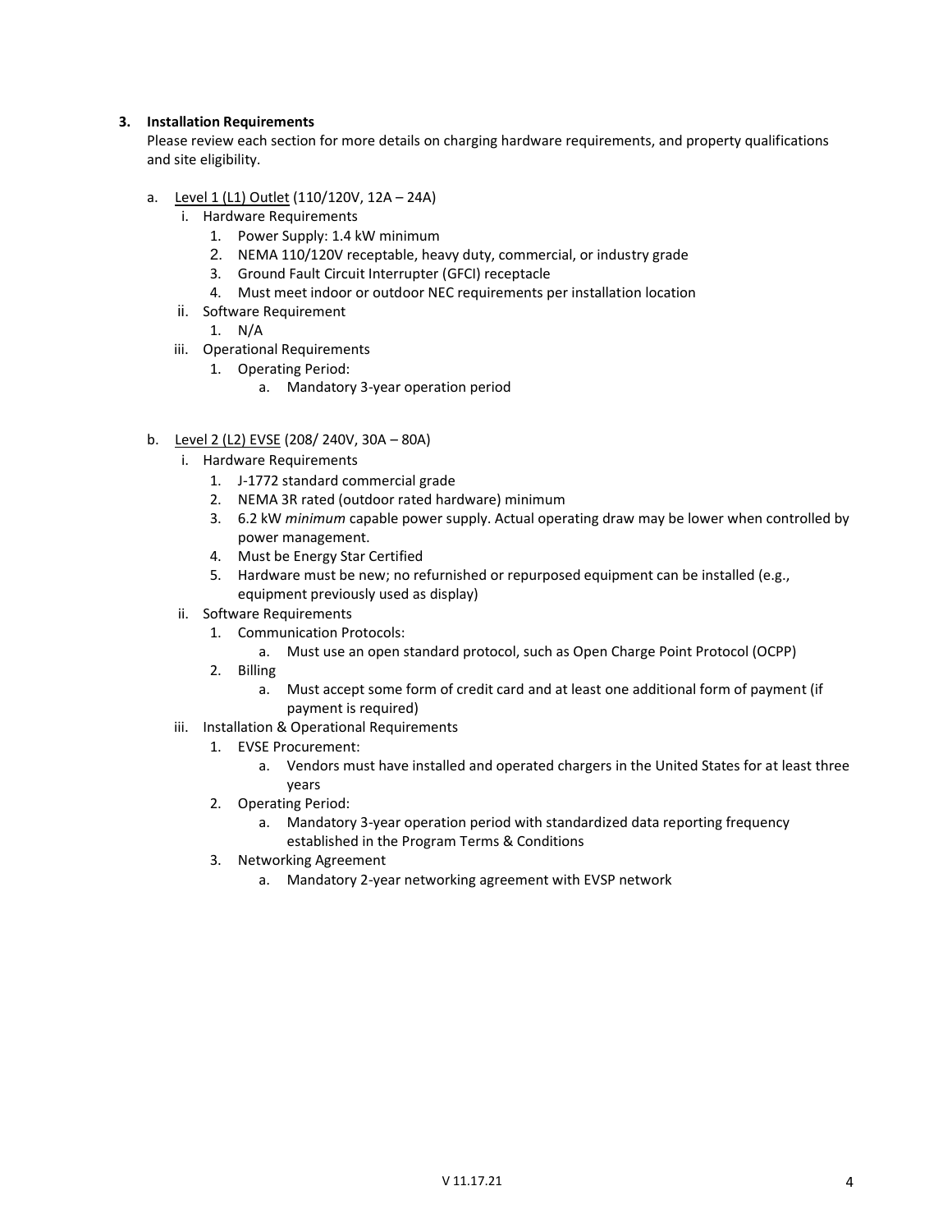### 3. Installation Requirements

Please review each section for more details on charging hardware requirements, and property qualifications and site eligibility.

a. Level 1 (L1) Outlet (110/120V, 12A – 24A)
   - i. Hardware Requirements
     1. Power Supply: 1.4 kW minimum
     2. NEMA 110/120V receptable, heavy duty, commercial, or industry grade
     3. Ground Fault Circuit Interrupter (GFCI) receptacle
     4. Must meet indoor or outdoor NEC requirements per installation location
   - ii. Software Requirement
     1. N/A
   - iii. Operational Requirements
     1. Operating Period:
        - a. Mandatory 3-year operation period

b. Level 2 (L2) EVSE (208/ 240V, 30A – 80A)
   - i. Hardware Requirements
     1. J-1772 standard commercial grade
     2. NEMA 3R rated (outdoor rated hardware) minimum
     3. 6.2 kW *minimum* capable power supply. Actual operating draw may be lower when controlled by power management.
     4. Must be Energy Star Certified
     5. Hardware must be new; no refurnished or repurposed equipment can be installed (e.g., equipment previously used as display)
   - ii. Software Requirements
     1. Communication Protocols:
        - a. Must use an open standard protocol, such as Open Charge Point Protocol (OCPP)
     2. Billing
        - a. Must accept some form of credit card and at least one additional form of payment (if payment is required)
   - iii. Installation & Operational Requirements
     1. EVSE Procurement:
        - a. Vendors must have installed and operated chargers in the United States for at least three years
     2. Operating Period:
        - a. Mandatory 3-year operation period with standardized data reporting frequency established in the Program Terms & Conditions
     3. Networking Agreement
        - a. Mandatory 2-year networking agreement with EVSP network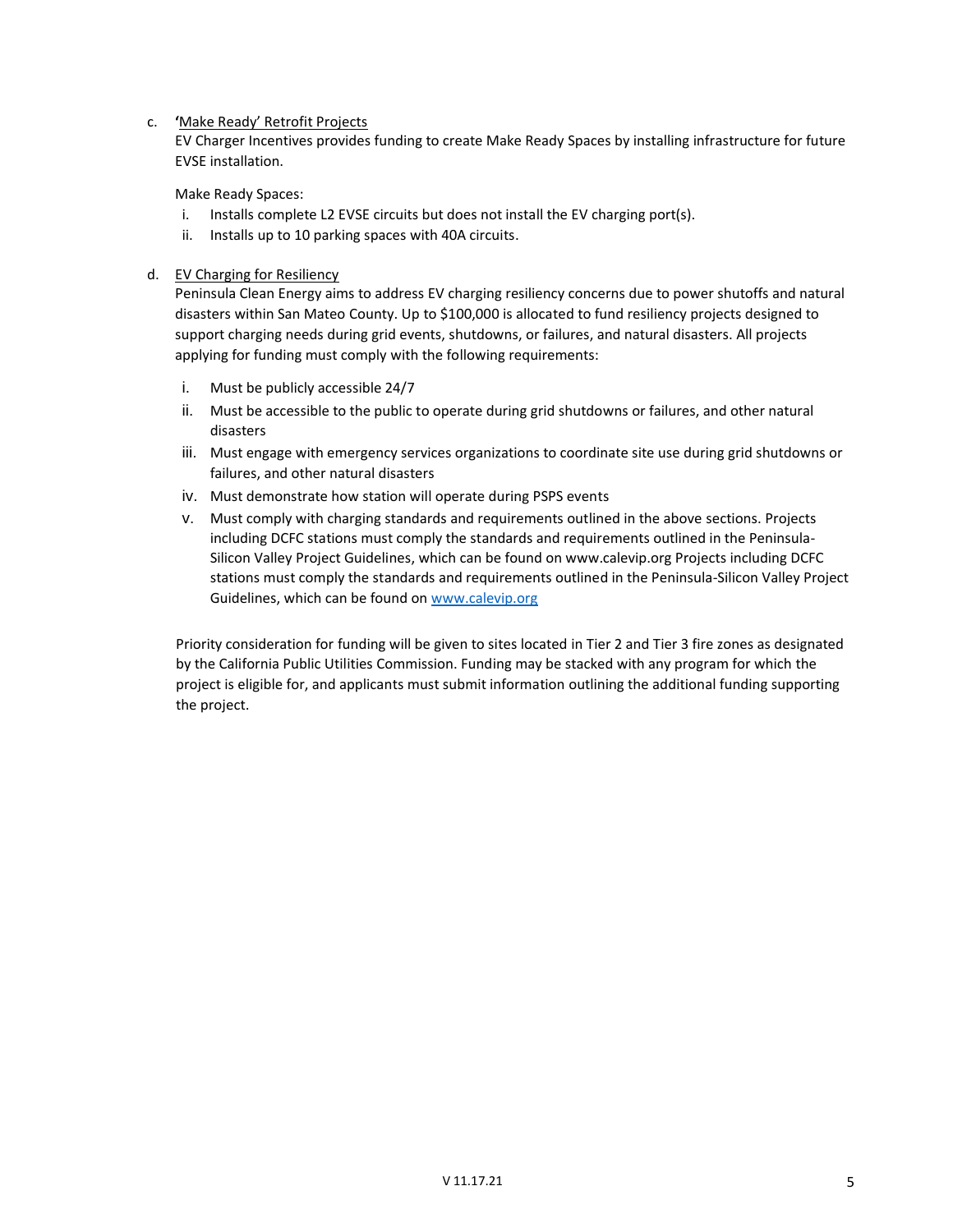c. **'**<u>Make Ready' Retrofit Projects</u>

EV Charger Incentives provides funding to create Make Ready Spaces by installing infrastructure for future EVSE installation.

Make Ready Spaces:

i. Installs complete L2 EVSE circuits but does not install the EV charging port(s).
ii. Installs up to 10 parking spaces with 40A circuits.

d. <u>EV Charging for Resiliency</u>

Peninsula Clean Energy aims to address EV charging resiliency concerns due to power shutoffs and natural disasters within San Mateo County. Up to $100,000 is allocated to fund resiliency projects designed to support charging needs during grid events, shutdowns, or failures, and natural disasters. All projects applying for funding must comply with the following requirements:

i. Must be publicly accessible 24/7
ii. Must be accessible to the public to operate during grid shutdowns or failures, and other natural disasters
iii. Must engage with emergency services organizations to coordinate site use during grid shutdowns or failures, and other natural disasters
iv. Must demonstrate how station will operate during PSPS events
v. Must comply with charging standards and requirements outlined in the above sections. Projects including DCFC stations must comply the standards and requirements outlined in the Peninsula-Silicon Valley Project Guidelines, which can be found on www.calevip.org Projects including DCFC stations must comply the standards and requirements outlined in the Peninsula-Silicon Valley Project Guidelines, which can be found on [www.calevip.org](http://www.calevip.org)

Priority consideration for funding will be given to sites located in Tier 2 and Tier 3 fire zones as designated by the California Public Utilities Commission. Funding may be stacked with any program for which the project is eligible for, and applicants must submit information outlining the additional funding supporting the project.

V 11.17.21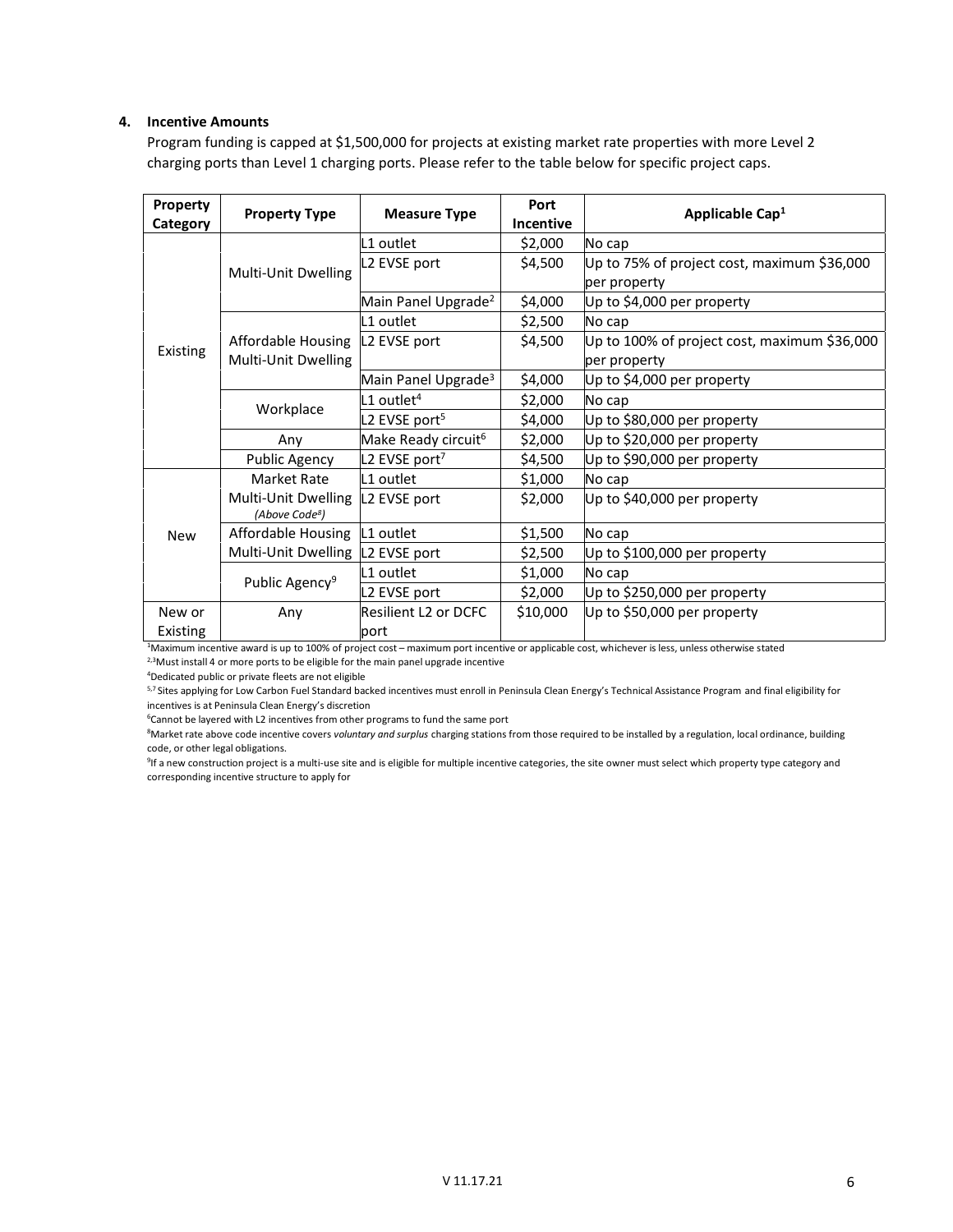### 4. Incentive Amounts

Program funding is capped at $1,500,000 for projects at existing market rate properties with more Level 2 charging ports than Level 1 charging ports. Please refer to the table below for specific project caps.

| Property Category | Property Type | Measure Type | Port Incentive | Applicable Cap[1] |
|---|---|---|---|---|
| Existing | Multi-Unit Dwelling | L1 outlet | $2,000 | No cap |
| | | L2 EVSE port | $4,500 | Up to 75% of project cost, maximum $36,000 per property |
| | | Main Panel Upgrade[2] | $4,000 | Up to $4,000 per property |
| | Affordable Housing Multi-Unit Dwelling | L1 outlet | $2,500 | No cap |
| | | L2 EVSE port | $4,500 | Up to 100% of project cost, maximum $36,000 per property |
| | | Main Panel Upgrade[3] | $4,000 | Up to $4,000 per property |
| | Workplace | L1 outlet[4] | $2,000 | No cap |
| | | L2 EVSE port[5] | $4,000 | Up to $80,000 per property |
| | Any | Make Ready circuit[6] | $2,000 | Up to $20,000 per property |
| | Public Agency | L2 EVSE port[7] | $4,500 | Up to $90,000 per property |
| New | Market Rate Multi-Unit Dwelling *(Above Code[8])* | L1 outlet | $1,000 | No cap |
| | | L2 EVSE port | $2,000 | Up to $40,000 per property |
| | Affordable Housing Multi-Unit Dwelling | L1 outlet | $1,500 | No cap |
| | | L2 EVSE port | $2,500 | Up to $100,000 per property |
| | Public Agency[9] | L1 outlet | $1,000 | No cap |
| | | L2 EVSE port | $2,000 | Up to $250,000 per property |
| New or Existing | Any | Resilient L2 or DCFC port | $10,000 | Up to $50,000 per property |

[1]Maximum incentive award is up to 100% of project cost – maximum port incentive or applicable cost, whichever is less, unless otherwise stated

[2,3]Must install 4 or more ports to be eligible for the main panel upgrade incentive

[4]Dedicated public or private fleets are not eligible

[5,7] Sites applying for Low Carbon Fuel Standard backed incentives must enroll in Peninsula Clean Energy's Technical Assistance Program and final eligibility for incentives is at Peninsula Clean Energy's discretion

[6]Cannot be layered with L2 incentives from other programs to fund the same port

[8]Market rate above code incentive covers *voluntary and surplus* charging stations from those required to be installed by a regulation, local ordinance, building code, or other legal obligations.

[9]If a new construction project is a multi-use site and is eligible for multiple incentive categories, the site owner must select which property type category and corresponding incentive structure to apply for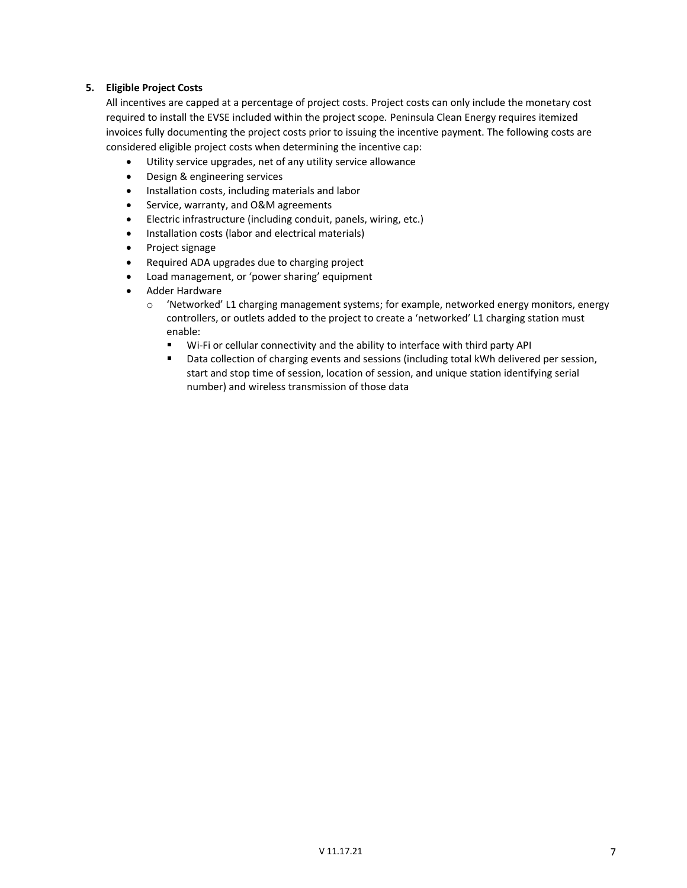## 5. Eligible Project Costs

All incentives are capped at a percentage of project costs. Project costs can only include the monetary cost required to install the EVSE included within the project scope. Peninsula Clean Energy requires itemized invoices fully documenting the project costs prior to issuing the incentive payment. The following costs are considered eligible project costs when determining the incentive cap:

- Utility service upgrades, net of any utility service allowance
- Design & engineering services
- Installation costs, including materials and labor
- Service, warranty, and O&M agreements
- Electric infrastructure (including conduit, panels, wiring, etc.)
- Installation costs (labor and electrical materials)
- Project signage
- Required ADA upgrades due to charging project
- Load management, or 'power sharing' equipment
- Adder Hardware
  - 'Networked' L1 charging management systems; for example, networked energy monitors, energy controllers, or outlets added to the project to create a 'networked' L1 charging station must enable:
    - Wi-Fi or cellular connectivity and the ability to interface with third party API
    - Data collection of charging events and sessions (including total kWh delivered per session, start and stop time of session, location of session, and unique station identifying serial number) and wireless transmission of those data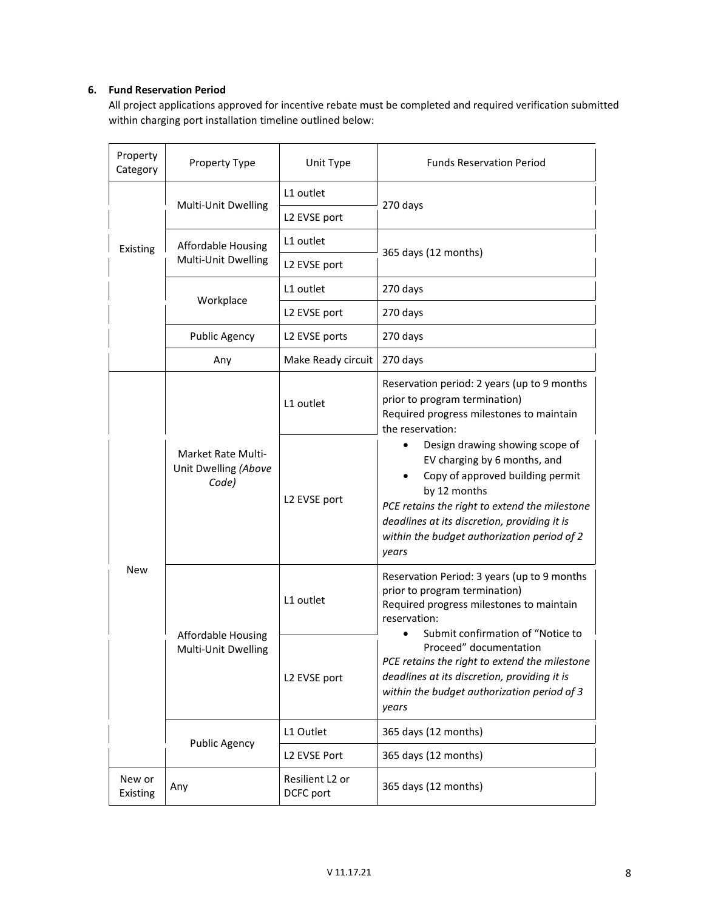**6. Fund Reservation Period**

All project applications approved for incentive rebate must be completed and required verification submitted within charging port installation timeline outlined below:

| Property Category | Property Type | Unit Type | Funds Reservation Period |
|---|---|---|---|
| Existing | Multi-Unit Dwelling | L1 outlet | 270 days |
| | | L2 EVSE port | |
| | Affordable Housing Multi-Unit Dwelling | L1 outlet | 365 days (12 months) |
| | | L2 EVSE port | |
| | Workplace | L1 outlet | 270 days |
| | | L2 EVSE port | 270 days |
| | Public Agency | L2 EVSE ports | 270 days |
| | Any | Make Ready circuit | 270 days |
| New | Market Rate Multi-Unit Dwelling *(Above Code)* | L1 outlet | Reservation period: 2 years (up to 9 months prior to program termination)<br>Required progress milestones to maintain the reservation:<br>• Design drawing showing scope of EV charging by 6 months, and<br>• Copy of approved building permit by 12 months<br>*PCE retains the right to extend the milestone deadlines at its discretion, providing it is within the budget authorization period of 2 years* |
| | | L2 EVSE port | |
| | Affordable Housing Multi-Unit Dwelling | L1 outlet | Reservation Period: 3 years (up to 9 months prior to program termination)<br>Required progress milestones to maintain reservation:<br>• Submit confirmation of "Notice to Proceed" documentation<br>*PCE retains the right to extend the milestone deadlines at its discretion, providing it is within the budget authorization period of 3 years* |
| | | L2 EVSE port | |
| | Public Agency | L1 Outlet | 365 days (12 months) |
| | | L2 EVSE Port | 365 days (12 months) |
| New or Existing | Any | Resilient L2 or DCFC port | 365 days (12 months) |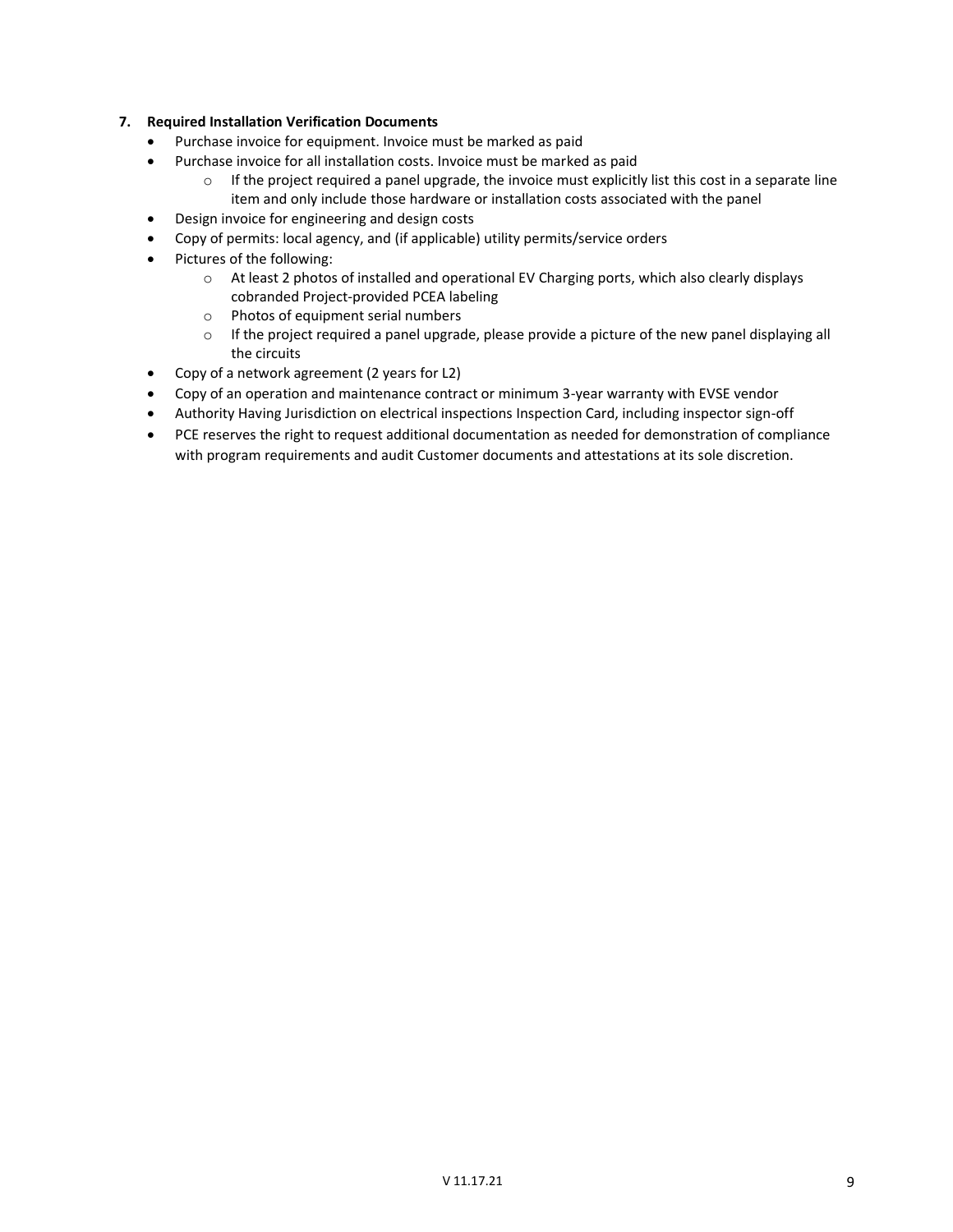7. **Required Installation Verification Documents**
   - Purchase invoice for equipment. Invoice must be marked as paid
   - Purchase invoice for all installation costs. Invoice must be marked as paid
     - If the project required a panel upgrade, the invoice must explicitly list this cost in a separate line item and only include those hardware or installation costs associated with the panel
   - Design invoice for engineering and design costs
   - Copy of permits: local agency, and (if applicable) utility permits/service orders
   - Pictures of the following:
     - At least 2 photos of installed and operational EV Charging ports, which also clearly displays cobranded Project-provided PCEA labeling
     - Photos of equipment serial numbers
     - If the project required a panel upgrade, please provide a picture of the new panel displaying all the circuits
   - Copy of a network agreement (2 years for L2)
   - Copy of an operation and maintenance contract or minimum 3-year warranty with EVSE vendor
   - Authority Having Jurisdiction on electrical inspections Inspection Card, including inspector sign-off
   - PCE reserves the right to request additional documentation as needed for demonstration of compliance with program requirements and audit Customer documents and attestations at its sole discretion.